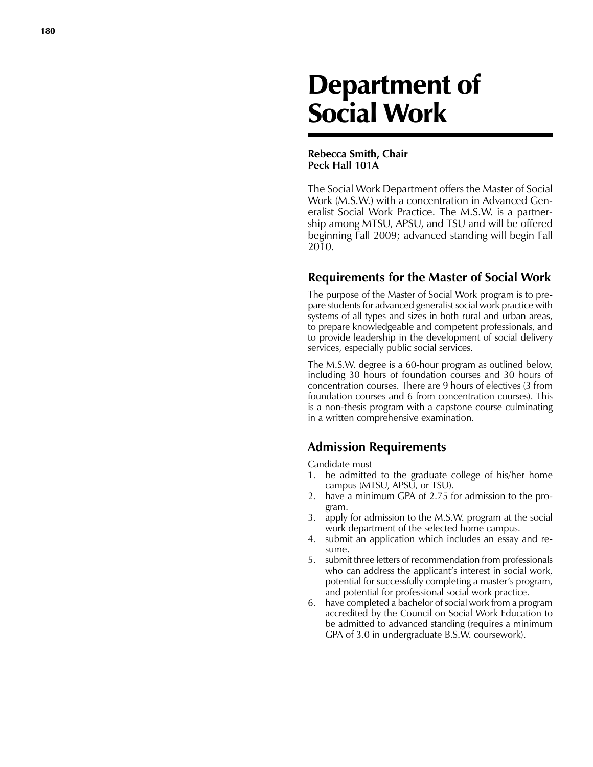# Department of Social Work

**Rebecca Smith, Chair**
**Peck Hall 101A**

The Social Work Department offers the Master of Social Work (M.S.W.) with a concentration in Advanced Generalist Social Work Practice. The M.S.W. is a partnership among MTSU, APSU, and TSU and will be offered beginning Fall 2009; advanced standing will begin Fall 2010.

## Requirements for the Master of Social Work

The purpose of the Master of Social Work program is to prepare students for advanced generalist social work practice with systems of all types and sizes in both rural and urban areas, to prepare knowledgeable and competent professionals, and to provide leadership in the development of social delivery services, especially public social services.

The M.S.W. degree is a 60-hour program as outlined below, including 30 hours of foundation courses and 30 hours of concentration courses. There are 9 hours of electives (3 from foundation courses and 6 from concentration courses). This is a non-thesis program with a capstone course culminating in a written comprehensive examination.

## Admission Requirements

Candidate must

1. be admitted to the graduate college of his/her home campus (MTSU, APSU, or TSU).
2. have a minimum GPA of 2.75 for admission to the program.
3. apply for admission to the M.S.W. program at the social work department of the selected home campus.
4. submit an application which includes an essay and resume.
5. submit three letters of recommendation from professionals who can address the applicant's interest in social work, potential for successfully completing a master's program, and potential for professional social work practice.
6. have completed a bachelor of social work from a program accredited by the Council on Social Work Education to be admitted to advanced standing (requires a minimum GPA of 3.0 in undergraduate B.S.W. coursework).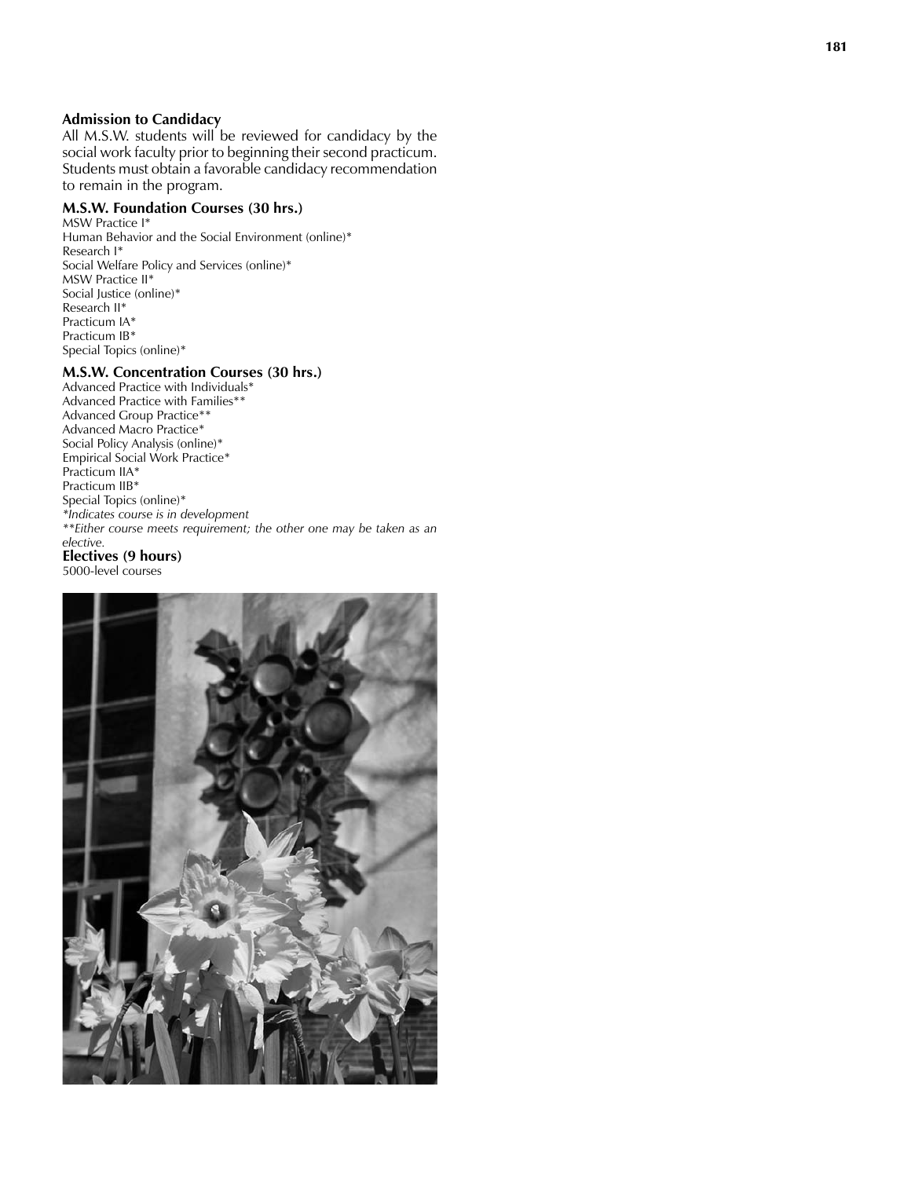**Admission to Candidacy**

All M.S.W. students will be reviewed for candidacy by the social work faculty prior to beginning their second practicum. Students must obtain a favorable candidacy recommendation to remain in the program.

**M.S.W. Foundation Courses (30 hrs.)**

MSW Practice I*
Human Behavior and the Social Environment (online)*
Research I*
Social Welfare Policy and Services (online)*
MSW Practice II*
Social Justice (online)*
Research II*
Practicum IA*
Practicum IB*
Special Topics (online)*

**M.S.W. Concentration Courses (30 hrs.)**

Advanced Practice with Individuals*
Advanced Practice with Families**
Advanced Group Practice**
Advanced Macro Practice*
Social Policy Analysis (online)*
Empirical Social Work Practice*
Practicum IIA*
Practicum IIB*
Special Topics (online)*

*\*Indicates course is in development*

*\*\*Either course meets requirement; the other one may be taken as an elective.*

**Electives (9 hours)**

5000-level courses